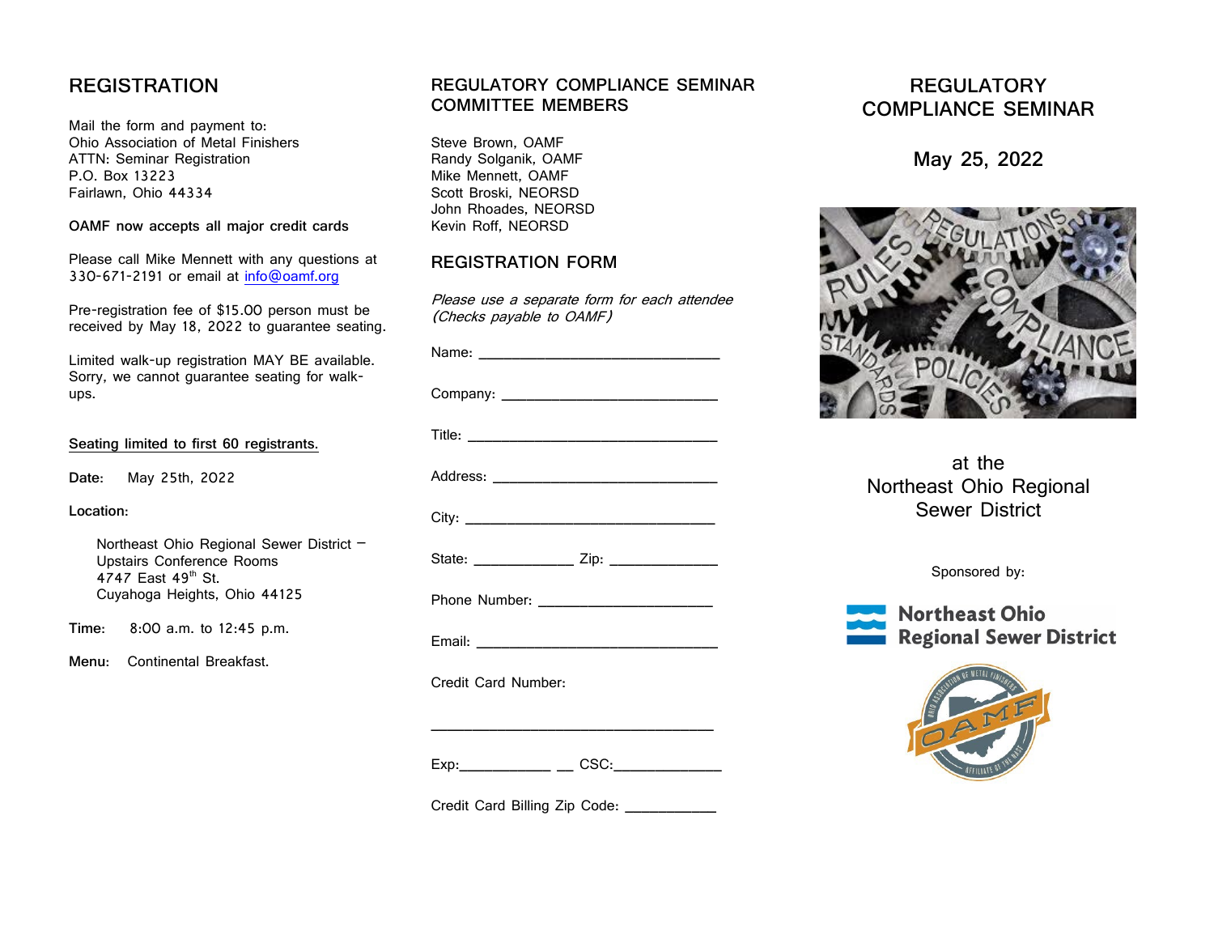## REGISTRATION

Mail the form and payment to:
Ohio Association of Metal Finishers
ATTN: Seminar Registration
P.O. Box 13223
Fairlawn, Ohio 44334

**OAMF now accepts all major credit cards**

Please call Mike Mennett with any questions at 330-671-2191 or email at info@oamf.org

Pre-registration fee of $15.00 person must be received by May 18, 2022 to guarantee seating.

Limited walk-up registration MAY BE available. Sorry, we cannot guarantee seating for walk-ups.

Seating limited to first 60 registrants.

**Date:** May 25th, 2022

**Location:**

Northeast Ohio Regional Sewer District – Upstairs Conference Rooms
4747 East 49th St.
Cuyahoga Heights, Ohio 44125

**Time:** 8:00 a.m. to 12:45 p.m.

**Menu:** Continental Breakfast.

## REGULATORY COMPLIANCE SEMINAR COMMITTEE MEMBERS

Steve Brown, OAMF
Randy Solganik, OAMF
Mike Mennett, OAMF
Scott Broski, NEORSD
John Rhoades, NEORSD
Kevin Roff, NEORSD

## REGISTRATION FORM

*Please use a separate form for each attendee (Checks payable to OAMF)*

Name: ______________________________

Company: ____________________________

Title: ______________________________

Address: _____________________________

City: _______________________________

State: ____________ Zip: _____________

Phone Number: ______________________

Email: ______________________________

Credit Card Number:

___________________________________

Exp:___________ __ CSC:_____________

Credit Card Billing Zip Code: ___________

# REGULATORY COMPLIANCE SEMINAR

## May 25, 2022

at the
Northeast Ohio Regional Sewer District

Sponsored by:

Northeast Ohio Regional Sewer District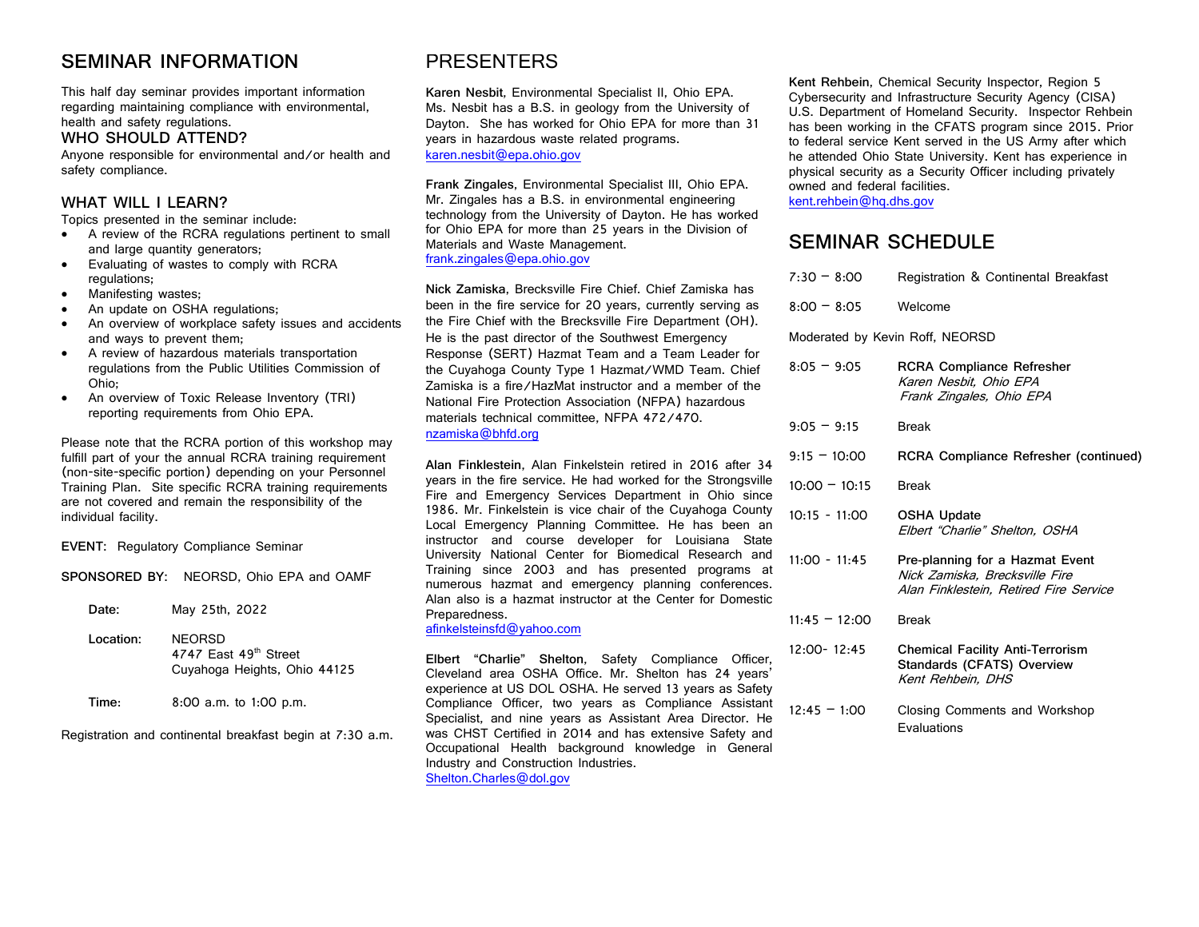## SEMINAR INFORMATION

This half day seminar provides important information regarding maintaining compliance with environmental, health and safety regulations.

### WHO SHOULD ATTEND?

Anyone responsible for environmental and/or health and safety compliance.

### WHAT WILL I LEARN?

Topics presented in the seminar include:

- A review of the RCRA regulations pertinent to small and large quantity generators;
- Evaluating of wastes to comply with RCRA regulations;
- Manifesting wastes;
- An update on OSHA regulations;
- An overview of workplace safety issues and accidents and ways to prevent them;
- A review of hazardous materials transportation regulations from the Public Utilities Commission of Ohio;
- An overview of Toxic Release Inventory (TRI) reporting requirements from Ohio EPA.

Please note that the RCRA portion of this workshop may fulfill part of your the annual RCRA training requirement (non-site-specific portion) depending on your Personnel Training Plan. Site specific RCRA training requirements are not covered and remain the responsibility of the individual facility.

**EVENT:** Regulatory Compliance Seminar

**SPONSORED BY:** NEORSD, Ohio EPA and OAMF

**Date:** May 25th, 2022

**Location:** NEORSD
4747 East 49th Street
Cuyahoga Heights, Ohio 44125

**Time:** 8:00 a.m. to 1:00 p.m.

Registration and continental breakfast begin at 7:30 a.m.

## PRESENTERS

**Karen Nesbit**, Environmental Specialist II, Ohio EPA. Ms. Nesbit has a B.S. in geology from the University of Dayton. She has worked for Ohio EPA for more than 31 years in hazardous waste related programs.
karen.nesbit@epa.ohio.gov

**Frank Zingales**, Environmental Specialist III, Ohio EPA. Mr. Zingales has a B.S. in environmental engineering technology from the University of Dayton. He has worked for Ohio EPA for more than 25 years in the Division of Materials and Waste Management.
frank.zingales@epa.ohio.gov

**Nick Zamiska**, Brecksville Fire Chief. Chief Zamiska has been in the fire service for 20 years, currently serving as the Fire Chief with the Brecksville Fire Department (OH). He is the past director of the Southwest Emergency Response (SERT) Hazmat Team and a Team Leader for the Cuyahoga County Type 1 Hazmat/WMD Team. Chief Zamiska is a fire/HazMat instructor and a member of the National Fire Protection Association (NFPA) hazardous materials technical committee, NFPA 472/470.
nzamiska@bhfd.org

**Alan Finklestein**, Alan Finkelstein retired in 2016 after 34 years in the fire service. He had worked for the Strongsville Fire and Emergency Services Department in Ohio since 1986. Mr. Finkelstein is vice chair of the Cuyahoga County Local Emergency Planning Committee. He has been an instructor and course developer for Louisiana State University National Center for Biomedical Research and Training since 2003 and has presented programs at numerous hazmat and emergency planning conferences. Alan also is a hazmat instructor at the Center for Domestic Preparedness.
afinkelsteinsfd@yahoo.com

**Elbert "Charlie" Shelton**, Safety Compliance Officer, Cleveland area OSHA Office. Mr. Shelton has 24 years' experience at US DOL OSHA. He served 13 years as Safety Compliance Officer, two years as Compliance Assistant Specialist, and nine years as Assistant Area Director. He was CHST Certified in 2014 and has extensive Safety and Occupational Health background knowledge in General Industry and Construction Industries.
Shelton.Charles@dol.gov

**Kent Rehbein**, Chemical Security Inspector, Region 5 Cybersecurity and Infrastructure Security Agency (CISA) U.S. Department of Homeland Security. Inspector Rehbein has been working in the CFATS program since 2015. Prior to federal service Kent served in the US Army after which he attended Ohio State University. Kent has experience in physical security as a Security Officer including privately owned and federal facilities.
kent.rehbein@hq.dhs.gov

## SEMINAR SCHEDULE

| | |
|---|---|
| 7:30 – 8:00 | Registration & Continental Breakfast |
| 8:00 – 8:05 | Welcome |
| Moderated by Kevin Roff, NEORSD | |
| 8:05 – 9:05 | **RCRA Compliance Refresher**<br>*Karen Nesbit, Ohio EPA*<br>*Frank Zingales, Ohio EPA* |
| 9:05 – 9:15 | Break |
| 9:15 – 10:00 | **RCRA Compliance Refresher (continued)** |
| 10:00 – 10:15 | Break |
| 10:15 - 11:00 | **OSHA Update**<br>*Elbert "Charlie" Shelton, OSHA* |
| 11:00 - 11:45 | **Pre-planning for a Hazmat Event**<br>*Nick Zamiska, Brecksville Fire*<br>*Alan Finklestein, Retired Fire Service* |
| 11:45 – 12:00 | Break |
| 12:00- 12:45 | **Chemical Facility Anti-Terrorism Standards (CFATS) Overview**<br>*Kent Rehbein, DHS* |
| 12:45 – 1:00 | Closing Comments and Workshop Evaluations |